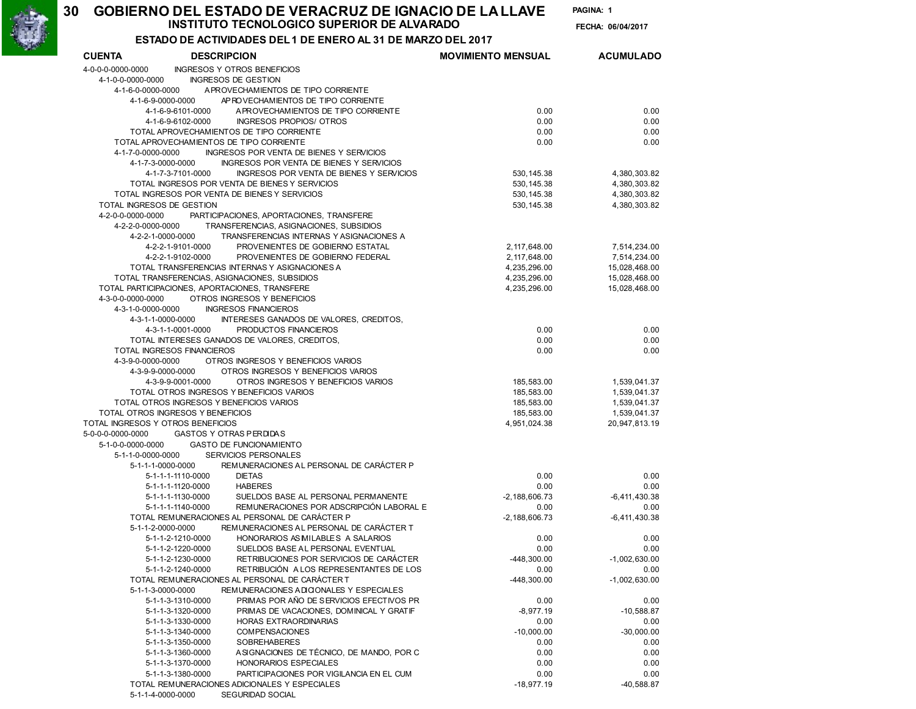# 30 GOBIERNO DEL ESTADO DE VERACRUZ DE IGNACIO DE LA LLAVE

## INSTITUTO TECNOLOGICO SUPERIOR DE ALVARADO

**PAGINA: 1**

**FECHA: 06/04/2017**

### ESTADO DE ACTIVIDADES DEL 1 DE ENERO AL 31 DE MARZO DEL 2017

| CUENTA | DESCRIPCION | MOVIMIENTO MENSUAL | ACUMULADO |
|---|---|---|---|
| 4-0-0-0-0000-0000 | INGRESOS Y OTROS BENEFICIOS | | |
| 4-1-0-0-0000-0000 | INGRESOS DE GESTION | | |
| 4-1-6-0-0000-0000 | APROVECHAMIENTOS DE TIPO CORRIENTE | | |
| 4-1-6-9-0000-0000 | APROVECHAMIENTOS DE TIPO CORRIENTE | | |
| 4-1-6-9-6101-0000 | APROVECHAMIENTOS DE TIPO CORRIENTE | 0.00 | 0.00 |
| 4-1-6-9-6102-0000 | INGRESOS PROPIOS/ OTROS | 0.00 | 0.00 |
| | TOTAL APROVECHAMIENTOS DE TIPO CORRIENTE | 0.00 | 0.00 |
| | TOTAL APROVECHAMIENTOS DE TIPO CORRIENTE | 0.00 | 0.00 |
| 4-1-7-0-0000-0000 | INGRESOS POR VENTA DE BIENES Y SERVICIOS | | |
| 4-1-7-3-0000-0000 | INGRESOS POR VENTA DE BIENES Y SERVICIOS | | |
| 4-1-7-3-7101-0000 | INGRESOS POR VENTA DE BIENES Y SERVICIOS | 530,145.38 | 4,380,303.82 |
| | TOTAL INGRESOS POR VENTA DE BIENES Y SERVICIOS | 530,145.38 | 4,380,303.82 |
| | TOTAL INGRESOS POR VENTA DE BIENES Y SERVICIOS | 530,145.38 | 4,380,303.82 |
| | TOTAL INGRESOS DE GESTION | 530,145.38 | 4,380,303.82 |
| 4-2-0-0-0000-0000 | PARTICIPACIONES, APORTACIONES, TRANSFERE | | |
| 4-2-2-0-0000-0000 | TRANSFERENCIAS, ASIGNACIONES, SUBSIDIOS | | |
| 4-2-2-1-0000-0000 | TRANSFERENCIAS INTERNAS Y ASIGNACIONES A | | |
| 4-2-2-1-9101-0000 | PROVENIENTES DE GOBIERNO ESTATAL | 2,117,648.00 | 7,514,234.00 |
| 4-2-2-1-9102-0000 | PROVENIENTES DE GOBIERNO FEDERAL | 2,117,648.00 | 7,514,234.00 |
| | TOTAL TRANSFERENCIAS INTERNAS Y ASIGNACIONES A | 4,235,296.00 | 15,028,468.00 |
| | TOTAL TRANSFERENCIAS, ASIGNACIONES, SUBSIDIOS | 4,235,296.00 | 15,028,468.00 |
| | TOTAL PARTICIPACIONES, APORTACIONES, TRANSFERE | 4,235,296.00 | 15,028,468.00 |
| 4-3-0-0-0000-0000 | OTROS INGRESOS Y BENEFICIOS | | |
| 4-3-1-0-0000-0000 | INGRESOS FINANCIEROS | | |
| 4-3-1-1-0000-0000 | INTERESES GANADOS DE VALORES, CREDITOS, | | |
| 4-3-1-1-0001-0000 | PRODUCTOS FINANCIEROS | 0.00 | 0.00 |
| | TOTAL INTERESES GANADOS DE VALORES, CREDITOS, | 0.00 | 0.00 |
| | TOTAL INGRESOS FINANCIEROS | 0.00 | 0.00 |
| 4-3-9-0-0000-0000 | OTROS INGRESOS Y BENEFICIOS VARIOS | | |
| 4-3-9-9-0000-0000 | OTROS INGRESOS Y BENEFICIOS VARIOS | | |
| 4-3-9-9-0001-0000 | OTROS INGRESOS Y BENEFICIOS VARIOS | 185,583.00 | 1,539,041.37 |
| | TOTAL OTROS INGRESOS Y BENEFICIOS VARIOS | 185,583.00 | 1,539,041.37 |
| | TOTAL OTROS INGRESOS Y BENEFICIOS VARIOS | 185,583.00 | 1,539,041.37 |
| | TOTAL OTROS INGRESOS Y BENEFICIOS | 185,583.00 | 1,539,041.37 |
| | TOTAL INGRESOS Y OTROS BENEFICIOS | 4,951,024.38 | 20,947,813.19 |
| 5-0-0-0-0000-0000 | GASTOS Y OTRAS PERDIDAS | | |
| 5-1-0-0-0000-0000 | GASTO DE FUNCIONAMIENTO | | |
| 5-1-1-0-0000-0000 | SERVICIOS PERSONALES | | |
| 5-1-1-1-0000-0000 | REMUNERACIONES AL PERSONAL DE CARÁCTER P | | |
| 5-1-1-1-1110-0000 | DIETAS | 0.00 | 0.00 |
| 5-1-1-1-1120-0000 | HABERES | 0.00 | 0.00 |
| 5-1-1-1-1130-0000 | SUELDOS BASE AL PERSONAL PERMANENTE | -2,188,606.73 | -6,411,430.38 |
| 5-1-1-1-1140-0000 | REMUNERACIONES POR ADSCRIPCIÓN LABORAL E | 0.00 | 0.00 |
| | TOTAL REMUNERACIONES AL PERSONAL DE CARÁCTER P | -2,188,606.73 | -6,411,430.38 |
| 5-1-1-2-0000-0000 | REMUNERACIONES AL PERSONAL DE CARÁCTER T | | |
| 5-1-1-2-1210-0000 | HONORARIOS ASIMILABLES A SALARIOS | 0.00 | 0.00 |
| 5-1-1-2-1220-0000 | SUELDOS BASE AL PERSONAL EVENTUAL | 0.00 | 0.00 |
| 5-1-1-2-1230-0000 | RETRIBUCIONES POR SERVICIOS DE CARÁCTER | -448,300.00 | -1,002,630.00 |
| 5-1-1-2-1240-0000 | RETRIBUCIÓN A LOS REPRESENTANTES DE LOS | 0.00 | 0.00 |
| | TOTAL REMUNERACIONES AL PERSONAL DE CARÁCTER T | -448,300.00 | -1,002,630.00 |
| 5-1-1-3-0000-0000 | REMUNERACIONES ADICIONALES Y ESPECIALES | | |
| 5-1-1-3-1310-0000 | PRIMAS POR AÑO DE SERVICIOS EFECTIVOS PR | 0.00 | 0.00 |
| 5-1-1-3-1320-0000 | PRIMAS DE VACACIONES, DOMINICAL Y GRATIF | -8,977.19 | -10,588.87 |
| 5-1-1-3-1330-0000 | HORAS EXTRAORDINARIAS | 0.00 | 0.00 |
| 5-1-1-3-1340-0000 | COMPENSACIONES | -10,000.00 | -30,000.00 |
| 5-1-1-3-1350-0000 | SOBREHABERES | 0.00 | 0.00 |
| 5-1-1-3-1360-0000 | ASIGNACIONES DE TÉCNICO, DE MANDO, POR C | 0.00 | 0.00 |
| 5-1-1-3-1370-0000 | HONORARIOS ESPECIALES | 0.00 | 0.00 |
| 5-1-1-3-1380-0000 | PARTICIPACIONES POR VIGILANCIA EN EL CUM | 0.00 | 0.00 |
| | TOTAL REMUNERACIONES ADICIONALES Y ESPECIALES | -18,977.19 | -40,588.87 |
| 5-1-1-4-0000-0000 | SEGURIDAD SOCIAL | | |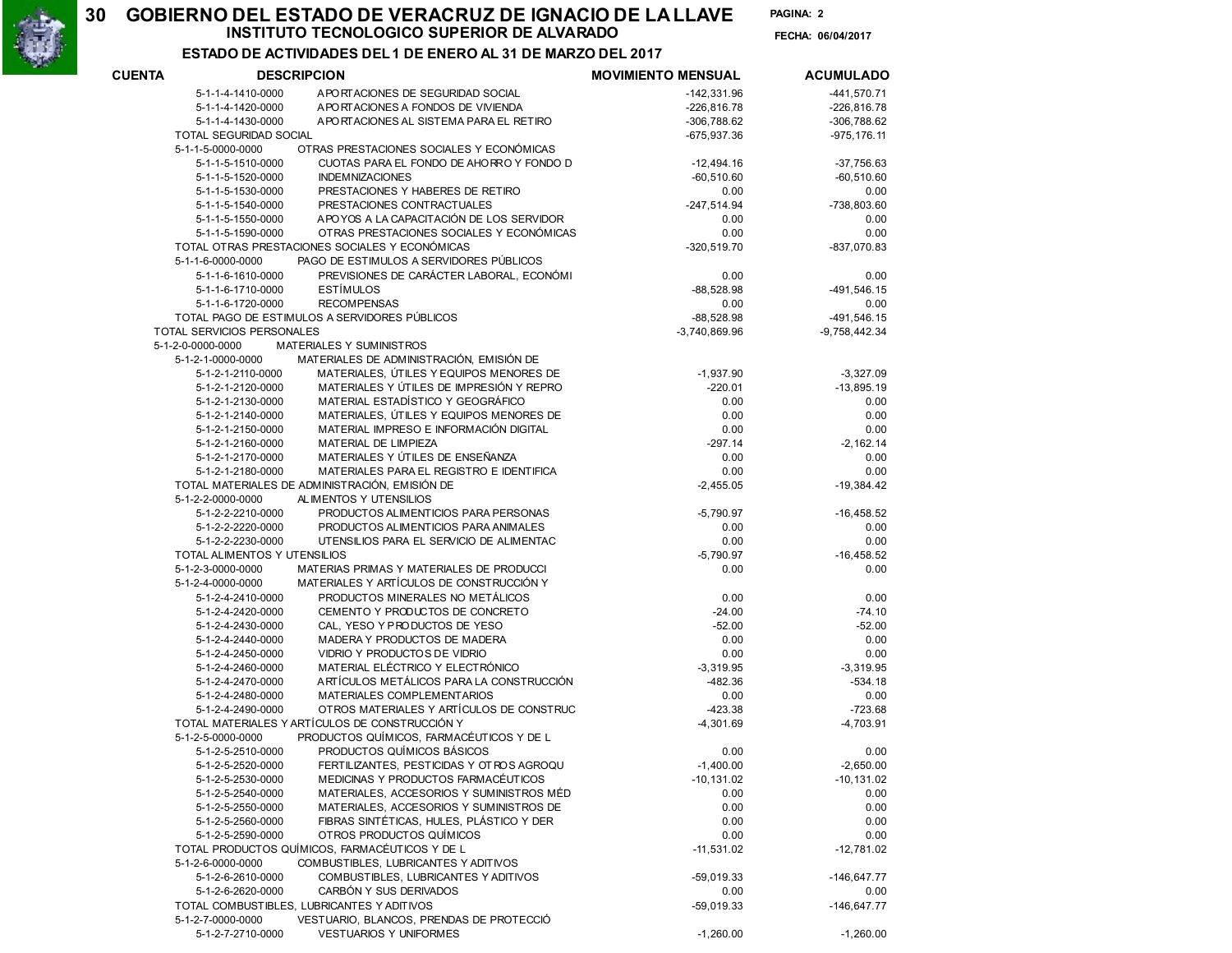# GOBIERNO DEL ESTADO DE VERACRUZ DE IGNACIO DE LA LLAVE

## INSTITUTO TECNOLOGICO SUPERIOR DE ALVARADO

### ESTADO DE ACTIVIDADES DEL 1 DE ENERO AL 31 DE MARZO DEL 2017

FECHA: 06/04/2017

| CUENTA | DESCRIPCION | MOVIMIENTO MENSUAL | ACUMULADO |
|---|---|---|---|
| 5-1-1-4-1410-0000 | APORTACIONES DE SEGURIDAD SOCIAL | -142,331.96 | -441,570.71 |
| 5-1-1-4-1420-0000 | APORTACIONES A FONDOS DE VIVIENDA | -226,816.78 | -226,816.78 |
| 5-1-1-4-1430-0000 | APORTACIONES AL SISTEMA PARA EL RETIRO | -306,788.62 | -306,788.62 |
| TOTAL SEGURIDAD SOCIAL | | -675,937.36 | -975,176.11 |
| 5-1-1-5-0000-0000 | OTRAS PRESTACIONES SOCIALES Y ECONÓMICAS | | |
| 5-1-1-5-1510-0000 | CUOTAS PARA EL FONDO DE AHORRO Y FONDO D | -12,494.16 | -37,756.63 |
| 5-1-1-5-1520-0000 | INDEMNIZACIONES | -60,510.60 | -60,510.60 |
| 5-1-1-5-1530-0000 | PRESTACIONES Y HABERES DE RETIRO | 0.00 | 0.00 |
| 5-1-1-5-1540-0000 | PRESTACIONES CONTRACTUALES | -247,514.94 | -738,803.60 |
| 5-1-1-5-1550-0000 | APOYOS A LA CAPACITACIÓN DE LOS SERVIDOR | 0.00 | 0.00 |
| 5-1-1-5-1590-0000 | OTRAS PRESTACIONES SOCIALES Y ECONÓMICAS | 0.00 | 0.00 |
| TOTAL OTRAS PRESTACIONES SOCIALES Y ECONÓMICAS | | -320,519.70 | -837,070.83 |
| 5-1-1-6-0000-0000 | PAGO DE ESTIMULOS A SERVIDORES PÚBLICOS | | |
| 5-1-1-6-1610-0000 | PREVISIONES DE CARÁCTER LABORAL, ECONÓMI | 0.00 | 0.00 |
| 5-1-1-6-1710-0000 | ESTÍMULOS | -88,528.98 | -491,546.15 |
| 5-1-1-6-1720-0000 | RECOMPENSAS | 0.00 | 0.00 |
| TOTAL PAGO DE ESTIMULOS A SERVIDORES PÚBLICOS | | -88,528.98 | -491,546.15 |
| TOTAL SERVICIOS PERSONALES | | -3,740,869.96 | -9,758,442.34 |
| 5-1-2-0-0000-0000 | MATERIALES Y SUMINISTROS | | |
| 5-1-2-1-0000-0000 | MATERIALES DE ADMINISTRACIÓN, EMISIÓN DE | | |
| 5-1-2-1-2110-0000 | MATERIALES, ÚTILES Y EQUIPOS MENORES DE | -1,937.90 | -3,327.09 |
| 5-1-2-1-2120-0000 | MATERIALES Y ÚTILES DE IMPRESIÓN Y REPRO | -220.01 | -13,895.19 |
| 5-1-2-1-2130-0000 | MATERIAL ESTADÍSTICO Y GEOGRÁFICO | 0.00 | 0.00 |
| 5-1-2-1-2140-0000 | MATERIALES, ÚTILES Y EQUIPOS MENORES DE | 0.00 | 0.00 |
| 5-1-2-1-2150-0000 | MATERIAL IMPRESO E INFORMACIÓN DIGITAL | 0.00 | 0.00 |
| 5-1-2-1-2160-0000 | MATERIAL DE LIMPIEZA | -297.14 | -2,162.14 |
| 5-1-2-1-2170-0000 | MATERIALES Y ÚTILES DE ENSEÑANZA | 0.00 | 0.00 |
| 5-1-2-1-2180-0000 | MATERIALES PARA EL REGISTRO E IDENTIFICA | 0.00 | 0.00 |
| TOTAL MATERIALES DE ADMINISTRACIÓN, EMISIÓN DE | | -2,455.05 | -19,384.42 |
| 5-1-2-2-0000-0000 | ALIMENTOS Y UTENSILIOS | | |
| 5-1-2-2-2210-0000 | PRODUCTOS ALIMENTICIOS PARA PERSONAS | -5,790.97 | -16,458.52 |
| 5-1-2-2-2220-0000 | PRODUCTOS ALIMENTICIOS PARA ANIMALES | 0.00 | 0.00 |
| 5-1-2-2-2230-0000 | UTENSILIOS PARA EL SERVICIO DE ALIMENTAC | 0.00 | 0.00 |
| TOTAL ALIMENTOS Y UTENSILIOS | | -5,790.97 | -16,458.52 |
| 5-1-2-3-0000-0000 | MATERIAS PRIMAS Y MATERIALES DE PRODUCCI | 0.00 | 0.00 |
| 5-1-2-4-0000-0000 | MATERIALES Y ARTÍCULOS DE CONSTRUCCIÓN Y | | |
| 5-1-2-4-2410-0000 | PRODUCTOS MINERALES NO METÁLICOS | 0.00 | 0.00 |
| 5-1-2-4-2420-0000 | CEMENTO Y PRODUCTOS DE CONCRETO | -24.00 | -74.10 |
| 5-1-2-4-2430-0000 | CAL, YESO Y PRODUCTOS DE YESO | -52.00 | -52.00 |
| 5-1-2-4-2440-0000 | MADERA Y PRODUCTOS DE MADERA | 0.00 | 0.00 |
| 5-1-2-4-2450-0000 | VIDRIO Y PRODUCTOS DE VIDRIO | 0.00 | 0.00 |
| 5-1-2-4-2460-0000 | MATERIAL ELÉCTRICO Y ELECTRÓNICO | -3,319.95 | -3,319.95 |
| 5-1-2-4-2470-0000 | ARTÍCULOS METÁLICOS PARA LA CONSTRUCCIÓN | -482.36 | -534.18 |
| 5-1-2-4-2480-0000 | MATERIALES COMPLEMENTARIOS | 0.00 | 0.00 |
| 5-1-2-4-2490-0000 | OTROS MATERIALES Y ARTÍCULOS DE CONSTRUC | -423.38 | -723.68 |
| TOTAL MATERIALES Y ARTÍCULOS DE CONSTRUCCIÓN Y | | -4,301.69 | -4,703.91 |
| 5-1-2-5-0000-0000 | PRODUCTOS QUÍMICOS, FARMACÉUTICOS Y DE L | | |
| 5-1-2-5-2510-0000 | PRODUCTOS QUÍMICOS BÁSICOS | 0.00 | 0.00 |
| 5-1-2-5-2520-0000 | FERTILIZANTES, PESTICIDAS Y OTROS AGROQU | -1,400.00 | -2,650.00 |
| 5-1-2-5-2530-0000 | MEDICINAS Y PRODUCTOS FARMACÉUTICOS | -10,131.02 | -10,131.02 |
| 5-1-2-5-2540-0000 | MATERIALES, ACCESORIOS Y SUMINISTROS MÉD | 0.00 | 0.00 |
| 5-1-2-5-2550-0000 | MATERIALES, ACCESORIOS Y SUMINISTROS DE | 0.00 | 0.00 |
| 5-1-2-5-2560-0000 | FIBRAS SINTÉTICAS, HULES, PLÁSTICO Y DER | 0.00 | 0.00 |
| 5-1-2-5-2590-0000 | OTROS PRODUCTOS QUÍMICOS | 0.00 | 0.00 |
| TOTAL PRODUCTOS QUÍMICOS, FARMACÉUTICOS Y DE L | | -11,531.02 | -12,781.02 |
| 5-1-2-6-0000-0000 | COMBUSTIBLES, LUBRICANTES Y ADITIVOS | | |
| 5-1-2-6-2610-0000 | COMBUSTIBLES, LUBRICANTES Y ADITIVOS | -59,019.33 | -146,647.77 |
| 5-1-2-6-2620-0000 | CARBÓN Y SUS DERIVADOS | 0.00 | 0.00 |
| TOTAL COMBUSTIBLES, LUBRICANTES Y ADITIVOS | | -59,019.33 | -146,647.77 |
| 5-1-2-7-0000-0000 | VESTUARIO, BLANCOS, PRENDAS DE PROTECCIÓ | | |
| 5-1-2-7-2710-0000 | VESTUARIOS Y UNIFORMES | -1,260.00 | -1,260.00 |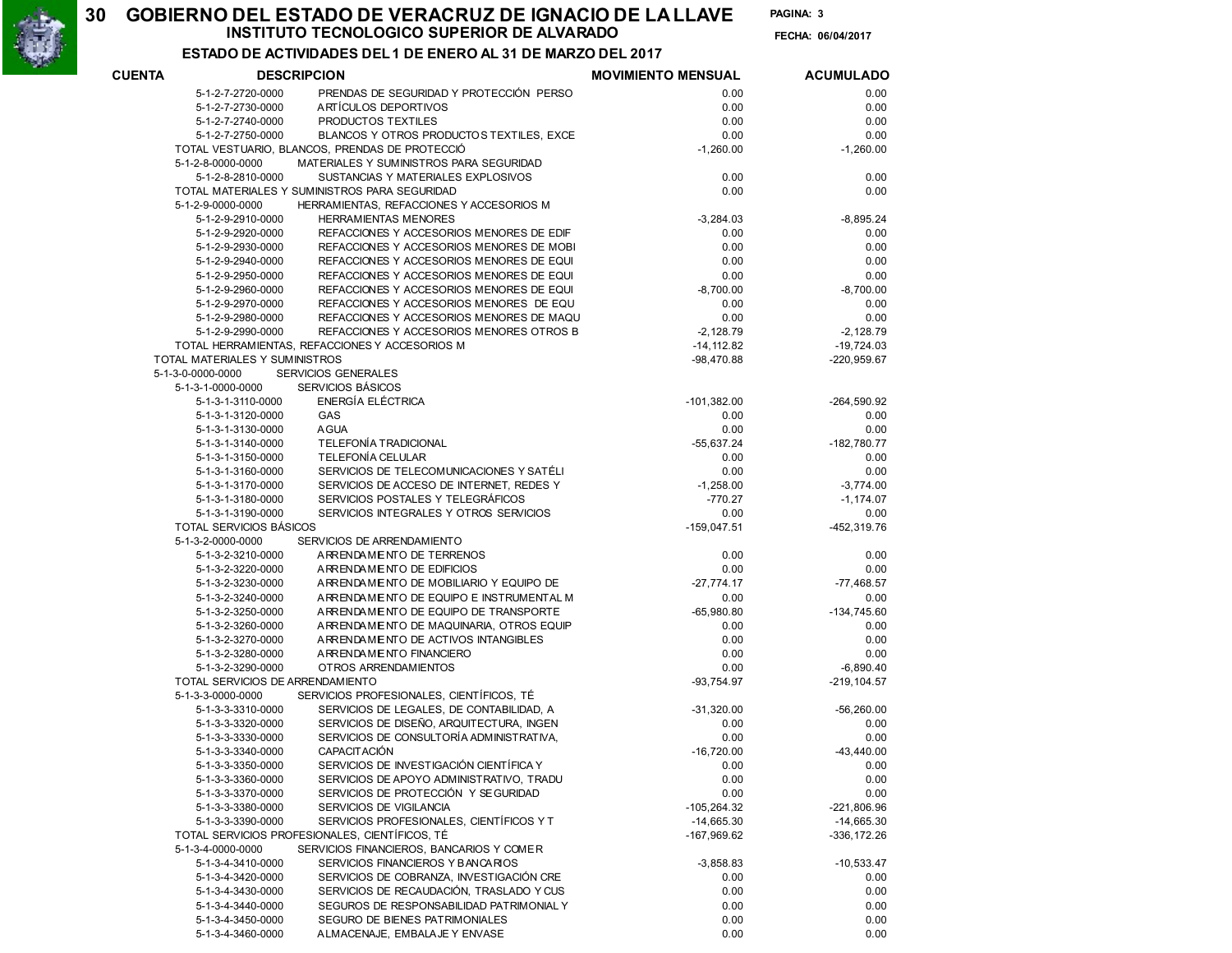# GOBIERNO DEL ESTADO DE VERACRUZ DE IGNACIO DE LA LLAVE

## INSTITUTO TECNOLOGICO SUPERIOR DE ALVARADO

### ESTADO DE ACTIVIDADES DEL 1 DE ENERO AL 31 DE MARZO DEL 2017

FECHA: 06/04/2017

| CUENTA | DESCRIPCION | MOVIMIENTO MENSUAL | ACUMULADO |
|---|---|---|---|
| 5-1-2-7-2720-0000 | PRENDAS DE SEGURIDAD Y PROTECCIÓN PERSO | 0.00 | 0.00 |
| 5-1-2-7-2730-0000 | ARTÍCULOS DEPORTIVOS | 0.00 | 0.00 |
| 5-1-2-7-2740-0000 | PRODUCTOS TEXTILES | 0.00 | 0.00 |
| 5-1-2-7-2750-0000 | BLANCOS Y OTROS PRODUCTOS TEXTILES, EXCE | 0.00 | 0.00 |
| TOTAL VESTUARIO, BLANCOS, PRENDAS DE PROTECCIÓ | | -1,260.00 | -1,260.00 |
| 5-1-2-8-0000-0000 | MATERIALES Y SUMINISTROS PARA SEGURIDAD | | |
| 5-1-2-8-2810-0000 | SUSTANCIAS Y MATERIALES EXPLOSIVOS | 0.00 | 0.00 |
| TOTAL MATERIALES Y SUMINISTROS PARA SEGURIDAD | | 0.00 | 0.00 |
| 5-1-2-9-0000-0000 | HERRAMIENTAS, REFACCIONES Y ACCESORIOS M | | |
| 5-1-2-9-2910-0000 | HERRAMIENTAS MENORES | -3,284.03 | -8,895.24 |
| 5-1-2-9-2920-0000 | REFACCIONES Y ACCESORIOS MENORES DE EDIF | 0.00 | 0.00 |
| 5-1-2-9-2930-0000 | REFACCIONES Y ACCESORIOS MENORES DE MOBI | 0.00 | 0.00 |
| 5-1-2-9-2940-0000 | REFACCIONES Y ACCESORIOS MENORES DE EQUI | 0.00 | 0.00 |
| 5-1-2-9-2950-0000 | REFACCIONES Y ACCESORIOS MENORES DE EQUI | 0.00 | 0.00 |
| 5-1-2-9-2960-0000 | REFACCIONES Y ACCESORIOS MENORES DE EQUI | -8,700.00 | -8,700.00 |
| 5-1-2-9-2970-0000 | REFACCIONES Y ACCESORIOS MENORES DE EQU | 0.00 | 0.00 |
| 5-1-2-9-2980-0000 | REFACCIONES Y ACCESORIOS MENORES DE MAQU | 0.00 | 0.00 |
| 5-1-2-9-2990-0000 | REFACCIONES Y ACCESORIOS MENORES OTROS B | -2,128.79 | -2,128.79 |
| TOTAL HERRAMIENTAS, REFACCIONES Y ACCESORIOS M | | -14,112.82 | -19,724.03 |
| TOTAL MATERIALES Y SUMINISTROS | | -98,470.88 | -220,959.67 |
| 5-1-3-0-0000-0000 | SERVICIOS GENERALES | | |
| 5-1-3-1-0000-0000 | SERVICIOS BÁSICOS | | |
| 5-1-3-1-3110-0000 | ENERGÍA ELÉCTRICA | -101,382.00 | -264,590.92 |
| 5-1-3-1-3120-0000 | GAS | 0.00 | 0.00 |
| 5-1-3-1-3130-0000 | AGUA | 0.00 | 0.00 |
| 5-1-3-1-3140-0000 | TELEFONÍA TRADICIONAL | -55,637.24 | -182,780.77 |
| 5-1-3-1-3150-0000 | TELEFONÍA CELULAR | 0.00 | 0.00 |
| 5-1-3-1-3160-0000 | SERVICIOS DE TELECOMUNICACIONES Y SATÉLI | 0.00 | 0.00 |
| 5-1-3-1-3170-0000 | SERVICIOS DE ACCESO DE INTERNET, REDES Y | -1,258.00 | -3,774.00 |
| 5-1-3-1-3180-0000 | SERVICIOS POSTALES Y TELEGRÁFICOS | -770.27 | -1,174.07 |
| 5-1-3-1-3190-0000 | SERVICIOS INTEGRALES Y OTROS SERVICIOS | 0.00 | 0.00 |
| TOTAL SERVICIOS BÁSICOS | | -159,047.51 | -452,319.76 |
| 5-1-3-2-0000-0000 | SERVICIOS DE ARRENDAMIENTO | | |
| 5-1-3-2-3210-0000 | ARRENDAMIENTO DE TERRENOS | 0.00 | 0.00 |
| 5-1-3-2-3220-0000 | ARRENDAMIENTO DE EDIFICIOS | 0.00 | 0.00 |
| 5-1-3-2-3230-0000 | ARRENDAMIENTO DE MOBILIARIO Y EQUIPO DE | -27,774.17 | -77,468.57 |
| 5-1-3-2-3240-0000 | ARRENDAMIENTO DE EQUIPO E INSTRUMENTAL M | 0.00 | 0.00 |
| 5-1-3-2-3250-0000 | ARRENDAMIENTO DE EQUIPO DE TRANSPORTE | -65,980.80 | -134,745.60 |
| 5-1-3-2-3260-0000 | ARRENDAMIENTO DE MAQUINARIA, OTROS EQUIP | 0.00 | 0.00 |
| 5-1-3-2-3270-0000 | ARRENDAMIENTO DE ACTIVOS INTANGIBLES | 0.00 | 0.00 |
| 5-1-3-2-3280-0000 | ARRENDAMIENTO FINANCIERO | 0.00 | 0.00 |
| 5-1-3-2-3290-0000 | OTROS ARRENDAMIENTOS | 0.00 | -6,890.40 |
| TOTAL SERVICIOS DE ARRENDAMIENTO | | -93,754.97 | -219,104.57 |
| 5-1-3-3-0000-0000 | SERVICIOS PROFESIONALES, CIENTÍFICOS, TÉ | | |
| 5-1-3-3-3310-0000 | SERVICIOS DE LEGALES, DE CONTABILIDAD, A | -31,320.00 | -56,260.00 |
| 5-1-3-3-3320-0000 | SERVICIOS DE DISEÑO, ARQUITECTURA, INGEN | 0.00 | 0.00 |
| 5-1-3-3-3330-0000 | SERVICIOS DE CONSULTORÍA ADMINISTRATIVA, | 0.00 | 0.00 |
| 5-1-3-3-3340-0000 | CAPACITACIÓN | -16,720.00 | -43,440.00 |
| 5-1-3-3-3350-0000 | SERVICIOS DE INVESTIGACIÓN CIENTÍFICA Y | 0.00 | 0.00 |
| 5-1-3-3-3360-0000 | SERVICIOS DE APOYO ADMINISTRATIVO, TRADU | 0.00 | 0.00 |
| 5-1-3-3-3370-0000 | SERVICIOS DE PROTECCIÓN Y SEGURIDAD | 0.00 | 0.00 |
| 5-1-3-3-3380-0000 | SERVICIOS DE VIGILANCIA | -105,264.32 | -221,806.96 |
| 5-1-3-3-3390-0000 | SERVICIOS PROFESIONALES, CIENTÍFICOS Y T | -14,665.30 | -14,665.30 |
| TOTAL SERVICIOS PROFESIONALES, CIENTÍFICOS, TÉ | | -167,969.62 | -336,172.26 |
| 5-1-3-4-0000-0000 | SERVICIOS FINANCIEROS, BANCARIOS Y COMER | | |
| 5-1-3-4-3410-0000 | SERVICIOS FINANCIEROS Y BANCARIOS | -3,858.83 | -10,533.47 |
| 5-1-3-4-3420-0000 | SERVICIOS DE COBRANZA, INVESTIGACIÓN CRE | 0.00 | 0.00 |
| 5-1-3-4-3430-0000 | SERVICIOS DE RECAUDACIÓN, TRASLADO Y CUS | 0.00 | 0.00 |
| 5-1-3-4-3440-0000 | SEGUROS DE RESPONSABILIDAD PATRIMONIAL Y | 0.00 | 0.00 |
| 5-1-3-4-3450-0000 | SEGURO DE BIENES PATRIMONIALES | 0.00 | 0.00 |
| 5-1-3-4-3460-0000 | ALMACENAJE, EMBALAJE Y ENVASE | 0.00 | 0.00 |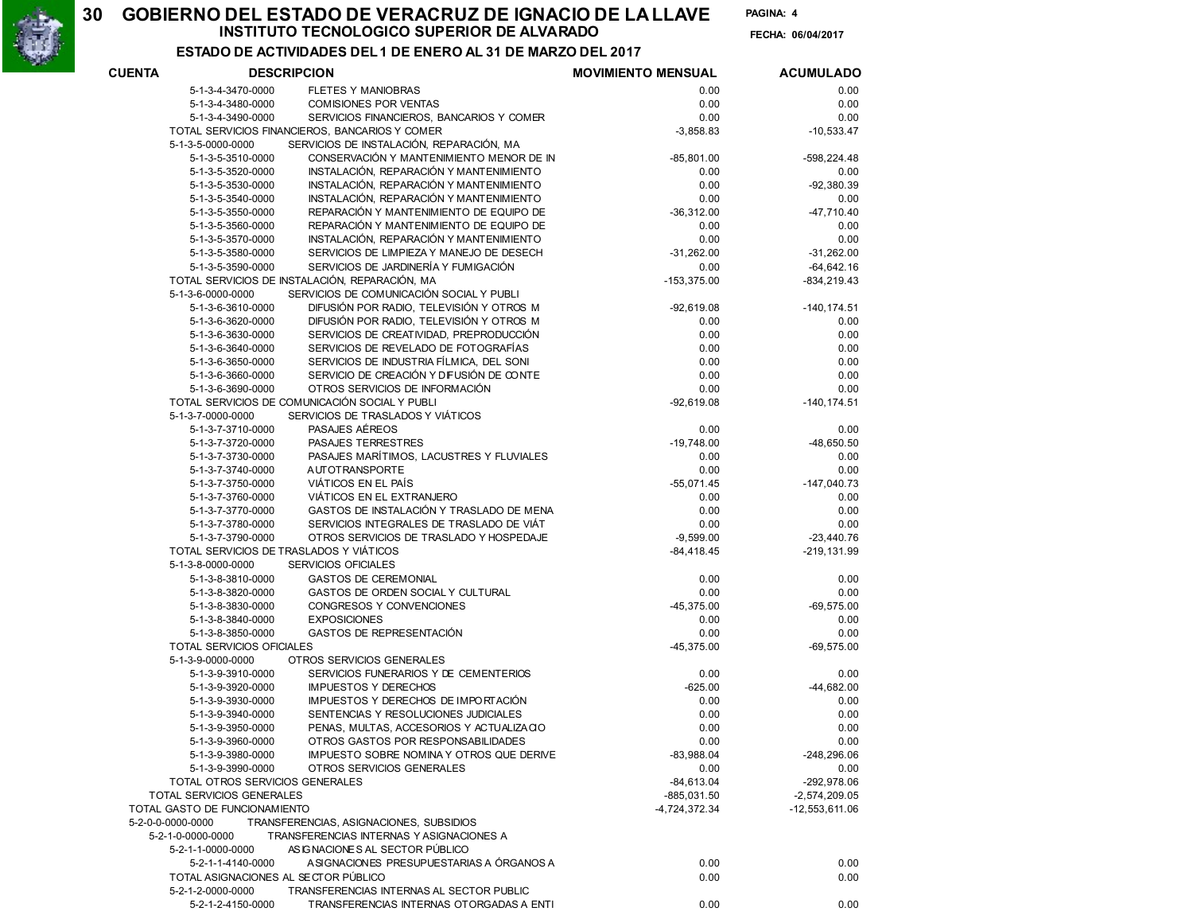# GOBIERNO DEL ESTADO DE VERACRUZ DE IGNACIO DE LA LLAVE

## INSTITUTO TECNOLOGICO SUPERIOR DE ALVARADO

### ESTADO DE ACTIVIDADES DEL 1 DE ENERO AL 31 DE MARZO DEL 2017

FECHA: 06/04/2017

| CUENTA | DESCRIPCION | MOVIMIENTO MENSUAL | ACUMULADO |
|---|---|---|---|
| 5-1-3-4-3470-0000 | FLETES Y MANIOBRAS | 0.00 | 0.00 |
| 5-1-3-4-3480-0000 | COMISIONES POR VENTAS | 0.00 | 0.00 |
| 5-1-3-4-3490-0000 | SERVICIOS FINANCIEROS, BANCARIOS Y COMER | 0.00 | 0.00 |
| TOTAL SERVICIOS FINANCIEROS, BANCARIOS Y COMER | | -3,858.83 | -10,533.47 |
| 5-1-3-5-0000-0000 | SERVICIOS DE INSTALACIÓN, REPARACIÓN, MA | | |
| 5-1-3-5-3510-0000 | CONSERVACIÓN Y MANTENIMIENTO MENOR DE IN | -85,801.00 | -598,224.48 |
| 5-1-3-5-3520-0000 | INSTALACIÓN, REPARACIÓN Y MANTENIMIENTO | 0.00 | 0.00 |
| 5-1-3-5-3530-0000 | INSTALACIÓN, REPARACIÓN Y MANTENIMIENTO | 0.00 | -92,380.39 |
| 5-1-3-5-3540-0000 | INSTALACIÓN, REPARACIÓN Y MANTENIMIENTO | 0.00 | 0.00 |
| 5-1-3-5-3550-0000 | REPARACIÓN Y MANTENIMIENTO DE EQUIPO DE | -36,312.00 | -47,710.40 |
| 5-1-3-5-3560-0000 | REPARACIÓN Y MANTENIMIENTO DE EQUIPO DE | 0.00 | 0.00 |
| 5-1-3-5-3570-0000 | INSTALACIÓN, REPARACIÓN Y MANTENIMIENTO | 0.00 | 0.00 |
| 5-1-3-5-3580-0000 | SERVICIOS DE LIMPIEZA Y MANEJO DE DESECH | -31,262.00 | -31,262.00 |
| 5-1-3-5-3590-0000 | SERVICIOS DE JARDINERÍA Y FUMIGACIÓN | 0.00 | -64,642.16 |
| TOTAL SERVICIOS DE INSTALACIÓN, REPARACIÓN, MA | | -153,375.00 | -834,219.43 |
| 5-1-3-6-0000-0000 | SERVICIOS DE COMUNICACIÓN SOCIAL Y PUBLI | | |
| 5-1-3-6-3610-0000 | DIFUSIÓN POR RADIO, TELEVISIÓN Y OTROS M | -92,619.08 | -140,174.51 |
| 5-1-3-6-3620-0000 | DIFUSIÓN POR RADIO, TELEVISIÓN Y OTROS M | 0.00 | 0.00 |
| 5-1-3-6-3630-0000 | SERVICIOS DE CREATIVIDAD, PREPRODUCCIÓN | 0.00 | 0.00 |
| 5-1-3-6-3640-0000 | SERVICIOS DE REVELADO DE FOTOGRAFÍAS | 0.00 | 0.00 |
| 5-1-3-6-3650-0000 | SERVICIOS DE INDUSTRIA FÍLMICA, DEL SONI | 0.00 | 0.00 |
| 5-1-3-6-3660-0000 | SERVICIO DE CREACIÓN Y DIFUSIÓN DE CONTE | 0.00 | 0.00 |
| 5-1-3-6-3690-0000 | OTROS SERVICIOS DE INFORMACIÓN | 0.00 | 0.00 |
| TOTAL SERVICIOS DE COMUNICACIÓN SOCIAL Y PUBLI | | -92,619.08 | -140,174.51 |
| 5-1-3-7-0000-0000 | SERVICIOS DE TRASLADOS Y VIÁTICOS | | |
| 5-1-3-7-3710-0000 | PASAJES AÉREOS | 0.00 | 0.00 |
| 5-1-3-7-3720-0000 | PASAJES TERRESTRES | -19,748.00 | -48,650.50 |
| 5-1-3-7-3730-0000 | PASAJES MARÍTIMOS, LACUSTRES Y FLUVIALES | 0.00 | 0.00 |
| 5-1-3-7-3740-0000 | AUTOTRANSPORTE | 0.00 | 0.00 |
| 5-1-3-7-3750-0000 | VIÁTICOS EN EL PAÍS | -55,071.45 | -147,040.73 |
| 5-1-3-7-3760-0000 | VIÁTICOS EN EL EXTRANJERO | 0.00 | 0.00 |
| 5-1-3-7-3770-0000 | GASTOS DE INSTALACIÓN Y TRASLADO DE MENA | 0.00 | 0.00 |
| 5-1-3-7-3780-0000 | SERVICIOS INTEGRALES DE TRASLADO DE VIÁT | 0.00 | 0.00 |
| 5-1-3-7-3790-0000 | OTROS SERVICIOS DE TRASLADO Y HOSPEDAJE | -9,599.00 | -23,440.76 |
| TOTAL SERVICIOS DE TRASLADOS Y VIÁTICOS | | -84,418.45 | -219,131.99 |
| 5-1-3-8-0000-0000 | SERVICIOS OFICIALES | | |
| 5-1-3-8-3810-0000 | GASTOS DE CEREMONIAL | 0.00 | 0.00 |
| 5-1-3-8-3820-0000 | GASTOS DE ORDEN SOCIAL Y CULTURAL | 0.00 | 0.00 |
| 5-1-3-8-3830-0000 | CONGRESOS Y CONVENCIONES | -45,375.00 | -69,575.00 |
| 5-1-3-8-3840-0000 | EXPOSICIONES | 0.00 | 0.00 |
| 5-1-3-8-3850-0000 | GASTOS DE REPRESENTACIÓN | 0.00 | 0.00 |
| TOTAL SERVICIOS OFICIALES | | -45,375.00 | -69,575.00 |
| 5-1-3-9-0000-0000 | OTROS SERVICIOS GENERALES | | |
| 5-1-3-9-3910-0000 | SERVICIOS FUNERARIOS Y DE CEMENTERIOS | 0.00 | 0.00 |
| 5-1-3-9-3920-0000 | IMPUESTOS Y DERECHOS | -625.00 | -44,682.00 |
| 5-1-3-9-3930-0000 | IMPUESTOS Y DERECHOS DE IMPORTACIÓN | 0.00 | 0.00 |
| 5-1-3-9-3940-0000 | SENTENCIAS Y RESOLUCIONES JUDICIALES | 0.00 | 0.00 |
| 5-1-3-9-3950-0000 | PENAS, MULTAS, ACCESORIOS Y ACTUALIZACIO | 0.00 | 0.00 |
| 5-1-3-9-3960-0000 | OTROS GASTOS POR RESPONSABILIDADES | 0.00 | 0.00 |
| 5-1-3-9-3980-0000 | IMPUESTO SOBRE NOMINA Y OTROS QUE DERIVE | -83,988.04 | -248,296.06 |
| 5-1-3-9-3990-0000 | OTROS SERVICIOS GENERALES | 0.00 | 0.00 |
| TOTAL OTROS SERVICIOS GENERALES | | -84,613.04 | -292,978.06 |
| TOTAL SERVICIOS GENERALES | | -885,031.50 | -2,574,209.05 |
| TOTAL GASTO DE FUNCIONAMIENTO | | -4,724,372.34 | -12,553,611.06 |
| 5-2-0-0-0000-0000 | TRANSFERENCIAS, ASIGNACIONES, SUBSIDIOS | | |
| 5-2-1-0-0000-0000 | TRANSFERENCIAS INTERNAS Y ASIGNACIONES A | | |
| 5-2-1-1-0000-0000 | ASIGNACIONES AL SECTOR PÚBLICO | | |
| 5-2-1-1-4140-0000 | ASIGNACIONES PRESUPUESTARIAS A ÓRGANOS A | 0.00 | 0.00 |
| TOTAL ASIGNACIONES AL SECTOR PÚBLICO | | 0.00 | 0.00 |
| 5-2-1-2-0000-0000 | TRANSFERENCIAS INTERNAS AL SECTOR PUBLIC | | |
| 5-2-1-2-4150-0000 | TRANSFERENCIAS INTERNAS OTORGADAS A ENTI | 0.00 | 0.00 |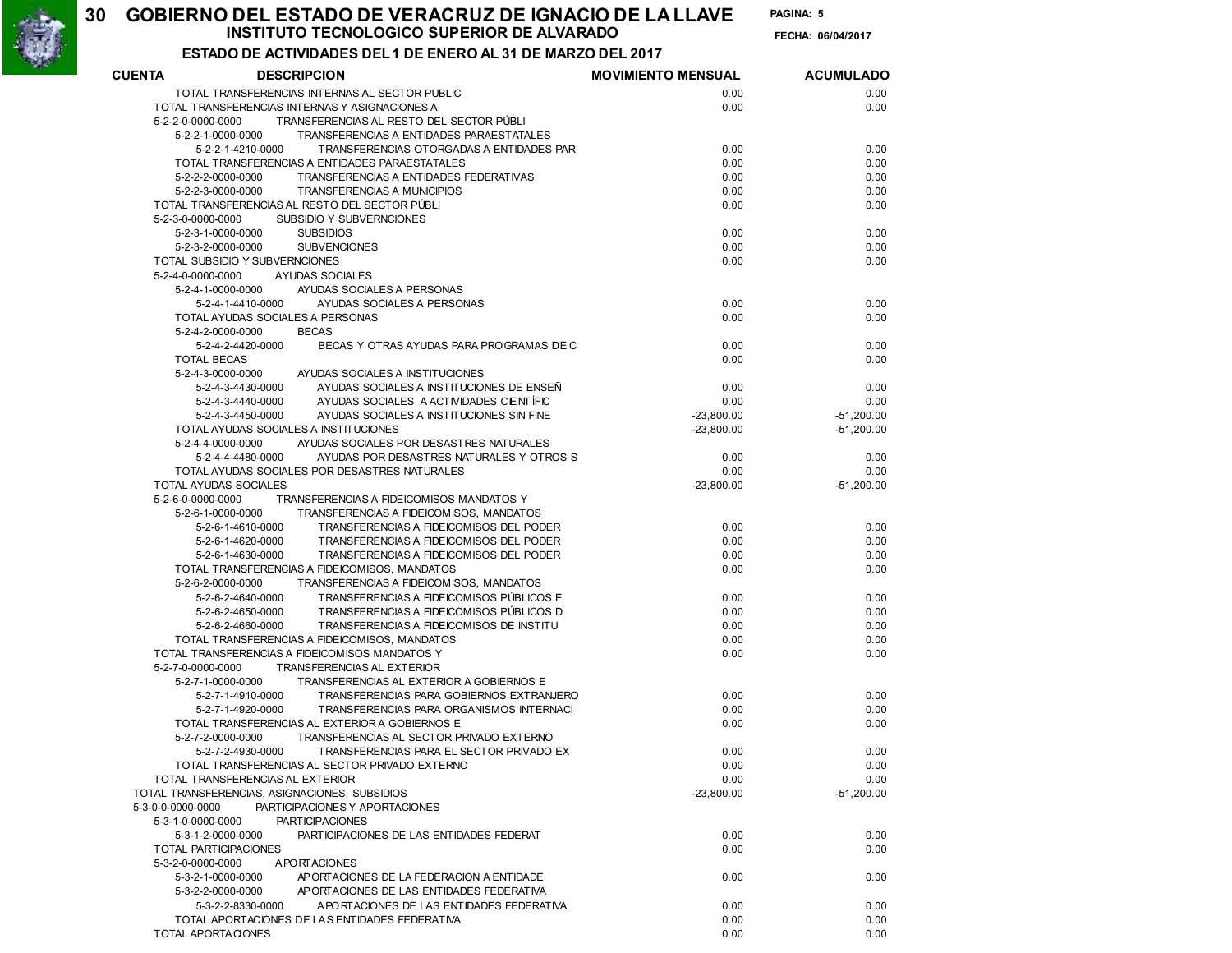# GOBIERNO DEL ESTADO DE VERACRUZ DE IGNACIO DE LA LLAVE

## INSTITUTO TECNOLOGICO SUPERIOR DE ALVARADO

### ESTADO DE ACTIVIDADES DEL 1 DE ENERO AL 31 DE MARZO DEL 2017

FECHA: 06/04/2017

| CUENTA | DESCRIPCION | MOVIMIENTO MENSUAL | ACUMULADO |
|---|---|---|---|
| | TOTAL TRANSFERENCIAS INTERNAS AL SECTOR PUBLIC | 0.00 | 0.00 |
| | TOTAL TRANSFERENCIAS INTERNAS Y ASIGNACIONES A | 0.00 | 0.00 |
| 5-2-2-0-0000-0000 | TRANSFERENCIAS AL RESTO DEL SECTOR PÚBLI | | |
| 5-2-2-1-0000-0000 | TRANSFERENCIAS A ENTIDADES PARAESTATALES | | |
| 5-2-2-1-4210-0000 | TRANSFERENCIAS OTORGADAS A ENTIDADES PAR | 0.00 | 0.00 |
| | TOTAL TRANSFERENCIAS A ENTIDADES PARAESTATALES | 0.00 | 0.00 |
| 5-2-2-2-0000-0000 | TRANSFERENCIAS A ENTIDADES FEDERATIVAS | 0.00 | 0.00 |
| 5-2-2-3-0000-0000 | TRANSFERENCIAS A MUNICIPIOS | 0.00 | 0.00 |
| | TOTAL TRANSFERENCIAS AL RESTO DEL SECTOR PÚBLI | 0.00 | 0.00 |
| 5-2-3-0-0000-0000 | SUBSIDIO Y SUBVERNCIONES | | |
| 5-2-3-1-0000-0000 | SUBSIDIOS | 0.00 | 0.00 |
| 5-2-3-2-0000-0000 | SUBVENCIONES | 0.00 | 0.00 |
| | TOTAL SUBSIDIO Y SUBVERNCIONES | 0.00 | 0.00 |
| 5-2-4-0-0000-0000 | AYUDAS SOCIALES | | |
| 5-2-4-1-0000-0000 | AYUDAS SOCIALES A PERSONAS | | |
| 5-2-4-1-4410-0000 | AYUDAS SOCIALES A PERSONAS | 0.00 | 0.00 |
| | TOTAL AYUDAS SOCIALES A PERSONAS | 0.00 | 0.00 |
| 5-2-4-2-0000-0000 | BECAS | | |
| 5-2-4-2-4420-0000 | BECAS Y OTRAS AYUDAS PARA PROGRAMAS DE C | 0.00 | 0.00 |
| | TOTAL BECAS | 0.00 | 0.00 |
| 5-2-4-3-0000-0000 | AYUDAS SOCIALES A INSTITUCIONES | | |
| 5-2-4-3-4430-0000 | AYUDAS SOCIALES A INSTITUCIONES DE ENSEÑ | 0.00 | 0.00 |
| 5-2-4-3-4440-0000 | AYUDAS SOCIALES A ACTIVIDADES CIENTÍFIC | 0.00 | 0.00 |
| 5-2-4-3-4450-0000 | AYUDAS SOCIALES A INSTITUCIONES SIN FINE | -23,800.00 | -51,200.00 |
| | TOTAL AYUDAS SOCIALES A INSTITUCIONES | -23,800.00 | -51,200.00 |
| 5-2-4-4-0000-0000 | AYUDAS SOCIALES POR DESASTRES NATURALES | | |
| 5-2-4-4-4480-0000 | AYUDAS POR DESASTRES NATURALES Y OTROS S | 0.00 | 0.00 |
| | TOTAL AYUDAS SOCIALES POR DESASTRES NATURALES | 0.00 | 0.00 |
| | TOTAL AYUDAS SOCIALES | -23,800.00 | -51,200.00 |
| 5-2-6-0-0000-0000 | TRANSFERENCIAS A FIDEICOMISOS MANDATOS Y | | |
| 5-2-6-1-0000-0000 | TRANSFERENCIAS A FIDEICOMISOS, MANDATOS | | |
| 5-2-6-1-4610-0000 | TRANSFERENCIAS A FIDEICOMISOS DEL PODER | 0.00 | 0.00 |
| 5-2-6-1-4620-0000 | TRANSFERENCIAS A FIDEICOMISOS DEL PODER | 0.00 | 0.00 |
| 5-2-6-1-4630-0000 | TRANSFERENCIAS A FIDEICOMISOS DEL PODER | 0.00 | 0.00 |
| | TOTAL TRANSFERENCIAS A FIDEICOMISOS, MANDATOS | 0.00 | 0.00 |
| 5-2-6-2-0000-0000 | TRANSFERENCIAS A FIDEICOMISOS, MANDATOS | | |
| 5-2-6-2-4640-0000 | TRANSFERENCIAS A FIDEICOMISOS PÚBLICOS E | 0.00 | 0.00 |
| 5-2-6-2-4650-0000 | TRANSFERENCIAS A FIDEICOMISOS PÚBLICOS D | 0.00 | 0.00 |
| 5-2-6-2-4660-0000 | TRANSFERENCIAS A FIDEICOMISOS DE INSTITU | 0.00 | 0.00 |
| | TOTAL TRANSFERENCIAS A FIDEICOMISOS, MANDATOS | 0.00 | 0.00 |
| | TOTAL TRANSFERENCIAS A FIDEICOMISOS MANDATOS Y | 0.00 | 0.00 |
| 5-2-7-0-0000-0000 | TRANSFERENCIAS AL EXTERIOR | | |
| 5-2-7-1-0000-0000 | TRANSFERENCIAS AL EXTERIOR A GOBIERNOS E | | |
| 5-2-7-1-4910-0000 | TRANSFERENCIAS PARA GOBIERNOS EXTRANJERO | 0.00 | 0.00 |
| 5-2-7-1-4920-0000 | TRANSFERENCIAS PARA ORGANISMOS INTERNACI | 0.00 | 0.00 |
| | TOTAL TRANSFERENCIAS AL EXTERIOR A GOBIERNOS E | 0.00 | 0.00 |
| 5-2-7-2-0000-0000 | TRANSFERENCIAS AL SECTOR PRIVADO EXTERNO | | |
| 5-2-7-2-4930-0000 | TRANSFERENCIAS PARA EL SECTOR PRIVADO EX | 0.00 | 0.00 |
| | TOTAL TRANSFERENCIAS AL SECTOR PRIVADO EXTERNO | 0.00 | 0.00 |
| | TOTAL TRANSFERENCIAS AL EXTERIOR | 0.00 | 0.00 |
| | TOTAL TRANSFERENCIAS, ASIGNACIONES, SUBSIDIOS | -23,800.00 | -51,200.00 |
| 5-3-0-0-0000-0000 | PARTICIPACIONES Y APORTACIONES | | |
| 5-3-1-0-0000-0000 | PARTICIPACIONES | | |
| 5-3-1-2-0000-0000 | PARTICIPACIONES DE LAS ENTIDADES FEDERAT | 0.00 | 0.00 |
| | TOTAL PARTICIPACIONES | 0.00 | 0.00 |
| 5-3-2-0-0000-0000 | APORTACIONES | | |
| 5-3-2-1-0000-0000 | APORTACIONES DE LA FEDERACION A ENTIDADE | 0.00 | 0.00 |
| 5-3-2-2-0000-0000 | APORTACIONES DE LAS ENTIDADES FEDERATIVA | | |
| 5-3-2-2-8330-0000 | APORTACIONES DE LAS ENTIDADES FEDERATIVA | 0.00 | 0.00 |
| | TOTAL APORTACIONES DE LAS ENTIDADES FEDERATIVA | 0.00 | 0.00 |
| | TOTAL APORTACIONES | 0.00 | 0.00 |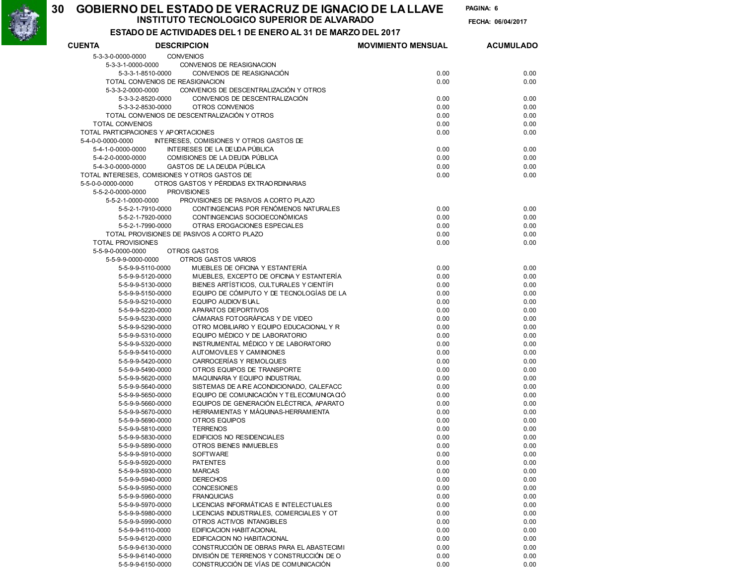# GOBIERNO DEL ESTADO DE VERACRUZ DE IGNACIO DE LA LLAVE

## INSTITUTO TECNOLOGICO SUPERIOR DE ALVARADO

PAGINA: 6

FECHA: 06/04/2017

### ESTADO DE ACTIVIDADES DEL 1 DE ENERO AL 31 DE MARZO DEL 2017

| CUENTA | DESCRIPCION | MOVIMIENTO MENSUAL | ACUMULADO |
|---|---|---|---|
| 5-3-3-0-0000-0000 | CONVENIOS | | |
| 5-3-3-1-0000-0000 | CONVENIOS DE REASIGNACION | | |
| 5-3-3-1-8510-0000 | CONVENIOS DE REASIGNACIÓN | 0.00 | 0.00 |
| | TOTAL CONVENIOS DE REASIGNACION | 0.00 | 0.00 |
| 5-3-3-2-0000-0000 | CONVENIOS DE DESCENTRALIZACIÓN Y OTROS | | |
| 5-3-3-2-8520-0000 | CONVENIOS DE DESCENTRALIZACIÓN | 0.00 | 0.00 |
| 5-3-3-2-8530-0000 | OTROS CONVENIOS | 0.00 | 0.00 |
| | TOTAL CONVENIOS DE DESCENTRALIZACIÓN Y OTROS | 0.00 | 0.00 |
| | TOTAL CONVENIOS | 0.00 | 0.00 |
| | TOTAL PARTICIPACIONES Y APORTACIONES | 0.00 | 0.00 |
| 5-4-0-0-0000-0000 | INTERESES, COMISIONES Y OTROS GASTOS DE | | |
| 5-4-1-0-0000-0000 | INTERESES DE LA DEUDA PÚBLICA | 0.00 | 0.00 |
| 5-4-2-0-0000-0000 | COMISIONES DE LA DEUDA PÚBLICA | 0.00 | 0.00 |
| 5-4-3-0-0000-0000 | GASTOS DE LA DEUDA PÚBLICA | 0.00 | 0.00 |
| | TOTAL INTERESES, COMISIONES Y OTROS GASTOS DE | 0.00 | 0.00 |
| 5-5-0-0-0000-0000 | OTROS GASTOS Y PÉRDIDAS EXTRAORDINARIAS | | |
| 5-5-2-0-0000-0000 | PROVISIONES | | |
| 5-5-2-1-0000-0000 | PROVISIONES DE PASIVOS A CORTO PLAZO | | |
| 5-5-2-1-7910-0000 | CONTINGENCIAS POR FENÓMENOS NATURALES | 0.00 | 0.00 |
| 5-5-2-1-7920-0000 | CONTINGENCIAS SOCIOECONÓMICAS | 0.00 | 0.00 |
| 5-5-2-1-7990-0000 | OTRAS EROGACIONES ESPECIALES | 0.00 | 0.00 |
| | TOTAL PROVISIONES DE PASIVOS A CORTO PLAZO | 0.00 | 0.00 |
| | TOTAL PROVISIONES | 0.00 | 0.00 |
| 5-5-9-0-0000-0000 | OTROS GASTOS | | |
| 5-5-9-9-0000-0000 | OTROS GASTOS VARIOS | | |
| 5-5-9-9-5110-0000 | MUEBLES DE OFICINA Y ESTANTERÍA | 0.00 | 0.00 |
| 5-5-9-9-5120-0000 | MUEBLES, EXCEPTO DE OFICINA Y ESTANTERÍA | 0.00 | 0.00 |
| 5-5-9-9-5130-0000 | BIENES ARTÍSTICOS, CULTURALES Y CIENTÍFI | 0.00 | 0.00 |
| 5-5-9-9-5150-0000 | EQUIPO DE CÓMPUTO Y DE TECNOLOGÍAS DE LA | 0.00 | 0.00 |
| 5-5-9-9-5210-0000 | EQUIPO AUDIOVISUAL | 0.00 | 0.00 |
| 5-5-9-9-5220-0000 | APARATOS DEPORTIVOS | 0.00 | 0.00 |
| 5-5-9-9-5230-0000 | CÁMARAS FOTOGRÁFICAS Y DE VIDEO | 0.00 | 0.00 |
| 5-5-9-9-5290-0000 | OTRO MOBILIARIO Y EQUIPO EDUCACIONAL Y R | 0.00 | 0.00 |
| 5-5-9-9-5310-0000 | EQUIPO MÉDICO Y DE LABORATORIO | 0.00 | 0.00 |
| 5-5-9-9-5320-0000 | INSTRUMENTAL MÉDICO Y DE LABORATORIO | 0.00 | 0.00 |
| 5-5-9-9-5410-0000 | AUTOMOVILES Y CAMINIONES | 0.00 | 0.00 |
| 5-5-9-9-5420-0000 | CARROCERÍAS Y REMOLQUES | 0.00 | 0.00 |
| 5-5-9-9-5490-0000 | OTROS EQUIPOS DE TRANSPORTE | 0.00 | 0.00 |
| 5-5-9-9-5620-0000 | MAQUINARIA Y EQUIPO INDUSTRIAL | 0.00 | 0.00 |
| 5-5-9-9-5640-0000 | SISTEMAS DE AIRE ACONDICIONADO, CALEFACC | 0.00 | 0.00 |
| 5-5-9-9-5650-0000 | EQUIPO DE COMUNICACIÓN Y TELECOMUNICACIÓ | 0.00 | 0.00 |
| 5-5-9-9-5660-0000 | EQUIPOS DE GENERACIÓN ELÉCTRICA, APARATO | 0.00 | 0.00 |
| 5-5-9-9-5670-0000 | HERRAMIENTAS Y MÁQUINAS-HERRAMIENTA | 0.00 | 0.00 |
| 5-5-9-9-5690-0000 | OTROS EQUIPOS | 0.00 | 0.00 |
| 5-5-9-9-5810-0000 | TERRENOS | 0.00 | 0.00 |
| 5-5-9-9-5830-0000 | EDIFICIOS NO RESIDENCIALES | 0.00 | 0.00 |
| 5-5-9-9-5890-0000 | OTROS BIENES INMUEBLES | 0.00 | 0.00 |
| 5-5-9-9-5910-0000 | SOFTWARE | 0.00 | 0.00 |
| 5-5-9-9-5920-0000 | PATENTES | 0.00 | 0.00 |
| 5-5-9-9-5930-0000 | MARCAS | 0.00 | 0.00 |
| 5-5-9-9-5940-0000 | DERECHOS | 0.00 | 0.00 |
| 5-5-9-9-5950-0000 | CONCESIONES | 0.00 | 0.00 |
| 5-5-9-9-5960-0000 | FRANQUICIAS | 0.00 | 0.00 |
| 5-5-9-9-5970-0000 | LICENCIAS INFORMÁTICAS E INTELECTUALES | 0.00 | 0.00 |
| 5-5-9-9-5980-0000 | LICENCIAS INDUSTRIALES, COMERCIALES Y OT | 0.00 | 0.00 |
| 5-5-9-9-5990-0000 | OTROS ACTIVOS INTANGIBLES | 0.00 | 0.00 |
| 5-5-9-9-6110-0000 | EDIFICACION HABITACIONAL | 0.00 | 0.00 |
| 5-5-9-9-6120-0000 | EDIFICACION NO HABITACIONAL | 0.00 | 0.00 |
| 5-5-9-9-6130-0000 | CONSTRUCCIÓN DE OBRAS PARA EL ABASTECIMI | 0.00 | 0.00 |
| 5-5-9-9-6140-0000 | DIVISIÓN DE TERRENOS Y CONSTRUCCIÓN DE O | 0.00 | 0.00 |
| 5-5-9-9-6150-0000 | CONSTRUCCIÓN DE VÍAS DE COMUNICACIÓN | 0.00 | 0.00 |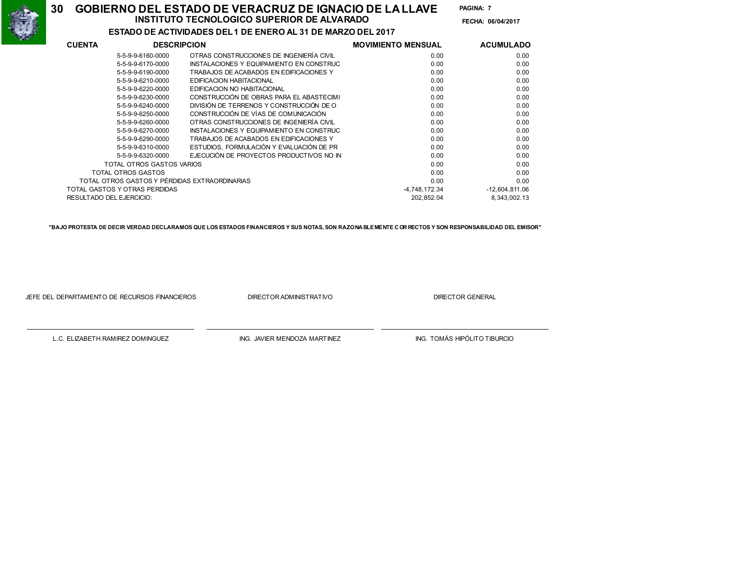# 30 GOBIERNO DEL ESTADO DE VERACRUZ DE IGNACIO DE LA LLAVE

## INSTITUTO TECNOLOGICO SUPERIOR DE ALVARADO

### ESTADO DE ACTIVIDADES DEL 1 DE ENERO AL 31 DE MARZO DEL 2017

FECHA: 06/04/2017

| CUENTA | DESCRIPCION | MOVIMIENTO MENSUAL | ACUMULADO |
|---|---|---|---|
| 5-5-9-9-6160-0000 | OTRAS CONSTRUCCIONES DE INGENIERÍA CIVIL | 0.00 | 0.00 |
| 5-5-9-9-6170-0000 | INSTALACIONES Y EQUIPAMIENTO EN CONSTRUC | 0.00 | 0.00 |
| 5-5-9-9-6190-0000 | TRABAJOS DE ACABADOS EN EDIFICACIONES Y | 0.00 | 0.00 |
| 5-5-9-9-6210-0000 | EDIFICACION HABITACIONAL | 0.00 | 0.00 |
| 5-5-9-9-6220-0000 | EDIFICACION NO HABITACIONAL | 0.00 | 0.00 |
| 5-5-9-9-6230-0000 | CONSTRUCCIÓN DE OBRAS PARA EL ABASTECIMI | 0.00 | 0.00 |
| 5-5-9-9-6240-0000 | DIVISIÓN DE TERRENOS Y CONSTRUCCIÓN DE O | 0.00 | 0.00 |
| 5-5-9-9-6250-0000 | CONSTRUCCIÓN DE VÍAS DE COMUNICACIÓN | 0.00 | 0.00 |
| 5-5-9-9-6260-0000 | OTRAS CONSTRUCCIONES DE INGENIERÍA CIVIL | 0.00 | 0.00 |
| 5-5-9-9-6270-0000 | INSTALACIONES Y EQUIPAMIENTO EN CONSTRUC | 0.00 | 0.00 |
| 5-5-9-9-6290-0000 | TRABAJOS DE ACABADOS EN EDIFICACIONES Y | 0.00 | 0.00 |
| 5-5-9-9-6310-0000 | ESTUDIOS, FORMULACIÓN Y EVALUACIÓN DE PR | 0.00 | 0.00 |
| 5-5-9-9-6320-0000 | EJECUCIÓN DE PROYECTOS PRODUCTIVOS NO IN | 0.00 | 0.00 |
| TOTAL OTROS GASTOS VARIOS | | 0.00 | 0.00 |
| TOTAL OTROS GASTOS | | 0.00 | 0.00 |
| TOTAL OTROS GASTOS Y PÉRDIDAS EXTRAORDINARIAS | | 0.00 | 0.00 |
| TOTAL GASTOS Y OTRAS PERDIDAS | | -4,748,172.34 | -12,604,811.06 |
| RESULTADO DEL EJERCICIO: | | 202,852.04 | 8,343,002.13 |

**"BAJO PROTESTA DE DECIR VERDAD DECLARAMOS QUE LOS ESTADOS FINANCIEROS Y SUS NOTAS, SON RAZONABLEMENTE CORRECTOS Y SON RESPONSABILIDAD DEL EMISOR"**

| JEFE DEL DEPARTAMENTO DE RECURSOS FINANCIEROS | DIRECTOR ADMINISTRATIVO | DIRECTOR GENERAL |
|---|---|---|
| L.C. ELIZABETH RAMIREZ DOMINGUEZ | ING. JAVIER MENDOZA MARTINEZ | ING. TOMÁS HIPÓLITO TIBURCIO |